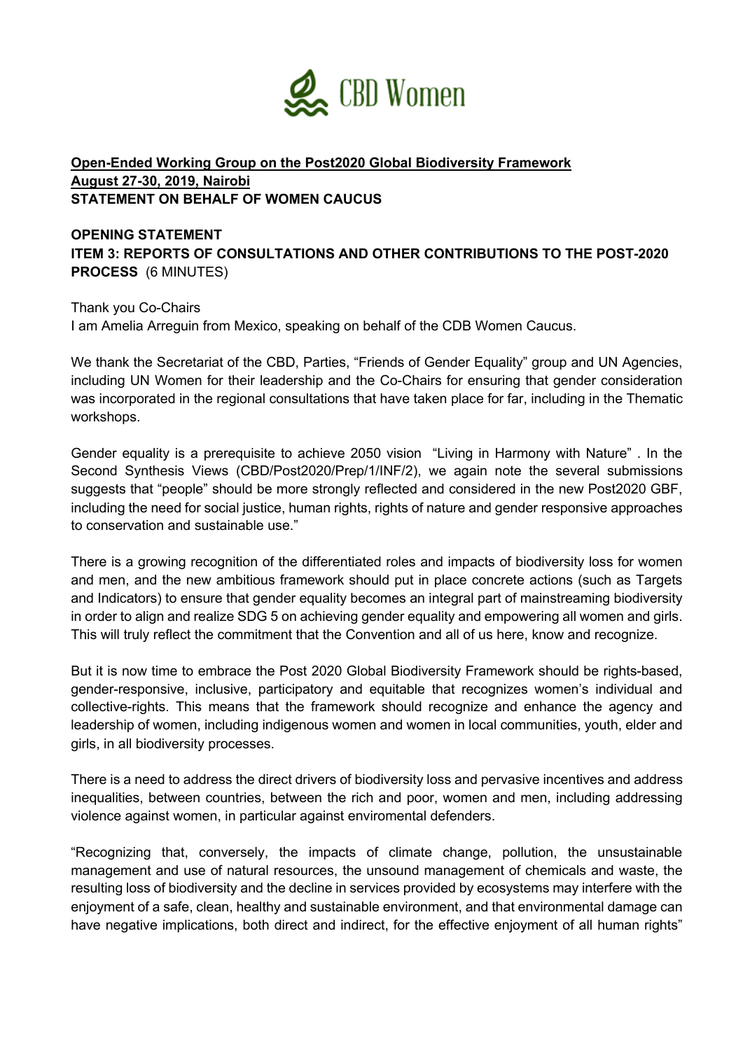CBD Women

**Open-Ended Working Group on the Post2020 Global Biodiversity Framework**
**August 27-30, 2019, Nairobi**
**STATEMENT ON BEHALF OF WOMEN CAUCUS**

**OPENING STATEMENT**
**ITEM 3: REPORTS OF CONSULTATIONS AND OTHER CONTRIBUTIONS TO THE POST-2020 PROCESS** (6 MINUTES)

Thank you Co-Chairs
I am Amelia Arreguin from Mexico, speaking on behalf of the CDB Women Caucus.

We thank the Secretariat of the CBD, Parties, "Friends of Gender Equality" group and UN Agencies, including UN Women for their leadership and the Co-Chairs for ensuring that gender consideration was incorporated in the regional consultations that have taken place for far, including in the Thematic workshops.

Gender equality is a prerequisite to achieve 2050 vision "Living in Harmony with Nature" . In the Second Synthesis Views (CBD/Post2020/Prep/1/INF/2), we again note the several submissions suggests that "people" should be more strongly reflected and considered in the new Post2020 GBF, including the need for social justice, human rights, rights of nature and gender responsive approaches to conservation and sustainable use."

There is a growing recognition of the differentiated roles and impacts of biodiversity loss for women and men, and the new ambitious framework should put in place concrete actions (such as Targets and Indicators) to ensure that gender equality becomes an integral part of mainstreaming biodiversity in order to align and realize SDG 5 on achieving gender equality and empowering all women and girls. This will truly reflect the commitment that the Convention and all of us here, know and recognize.

But it is now time to embrace the Post 2020 Global Biodiversity Framework should be rights-based, gender-responsive, inclusive, participatory and equitable that recognizes women's individual and collective-rights. This means that the framework should recognize and enhance the agency and leadership of women, including indigenous women and women in local communities, youth, elder and girls, in all biodiversity processes.

There is a need to address the direct drivers of biodiversity loss and pervasive incentives and address inequalities, between countries, between the rich and poor, women and men, including addressing violence against women, in particular against enviromental defenders.

"Recognizing that, conversely, the impacts of climate change, pollution, the unsustainable management and use of natural resources, the unsound management of chemicals and waste, the resulting loss of biodiversity and the decline in services provided by ecosystems may interfere with the enjoyment of a safe, clean, healthy and sustainable environment, and that environmental damage can have negative implications, both direct and indirect, for the effective enjoyment of all human rights"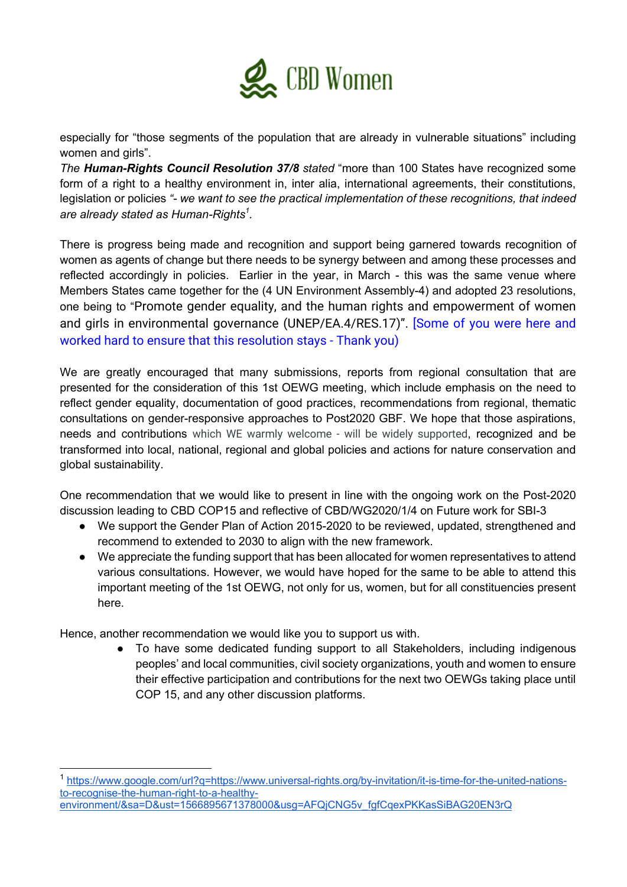especially for "those segments of the population that are already in vulnerable situations" including women and girls".

*The* ***Human-Rights Council Resolution 37/8*** *stated* "more than 100 States have recognized some form of a right to a healthy environment in, inter alia, international agreements, their constitutions, legislation or policies *"- we want to see the practical implementation of these recognitions, that indeed are already stated as Human-Rights*[1].

There is progress being made and recognition and support being garnered towards recognition of women as agents of change but there needs to be synergy between and among these processes and reflected accordingly in policies. Earlier in the year, in March - this was the same venue where Members States came together for the (4 UN Environment Assembly-4) and adopted 23 resolutions, one being to "Promote gender equality, and the human rights and empowerment of women and girls in environmental governance (UNEP/EA.4/RES.17)". [Some of you were here and worked hard to ensure that this resolution stays - Thank you)

We are greatly encouraged that many submissions, reports from regional consultation that are presented for the consideration of this 1st OEWG meeting, which include emphasis on the need to reflect gender equality, documentation of good practices, recommendations from regional, thematic consultations on gender-responsive approaches to Post2020 GBF. We hope that those aspirations, needs and contributions which WE warmly welcome - will be widely supported, recognized and be transformed into local, national, regional and global policies and actions for nature conservation and global sustainability.

One recommendation that we would like to present in line with the ongoing work on the Post-2020 discussion leading to CBD COP15 and reflective of CBD/WG2020/1/4 on Future work for SBI-3

- We support the Gender Plan of Action 2015-2020 to be reviewed, updated, strengthened and recommend to extended to 2030 to align with the new framework.
- We appreciate the funding support that has been allocated for women representatives to attend various consultations. However, we would have hoped for the same to be able to attend this important meeting of the 1st OEWG, not only for us, women, but for all constituencies present here.

Hence, another recommendation we would like you to support us with.

- To have some dedicated funding support to all Stakeholders, including indigenous peoples' and local communities, civil society organizations, youth and women to ensure their effective participation and contributions for the next two OEWGs taking place until COP 15, and any other discussion platforms.

---

[1] https://www.google.com/url?q=https://www.universal-rights.org/by-invitation/it-is-time-for-the-united-nations-to-recognise-the-human-right-to-a-healthy-environment/&sa=D&ust=1566895671378000&usg=AFQjCNG5v_fgfCqexPKKasSiBAG20EN3rQ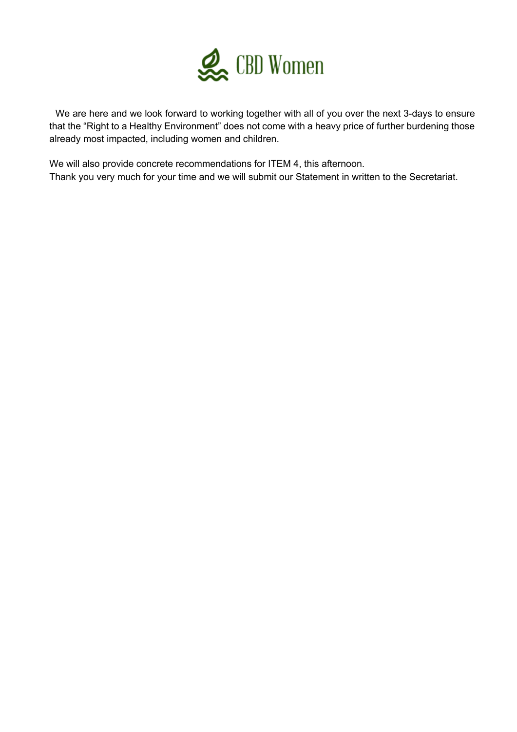We are here and we look forward to working together with all of you over the next 3-days to ensure that the “Right to a Healthy Environment” does not come with a heavy price of further burdening those already most impacted, including women and children.

We will also provide concrete recommendations for ITEM 4, this afternoon.
Thank you very much for your time and we will submit our Statement in written to the Secretariat.